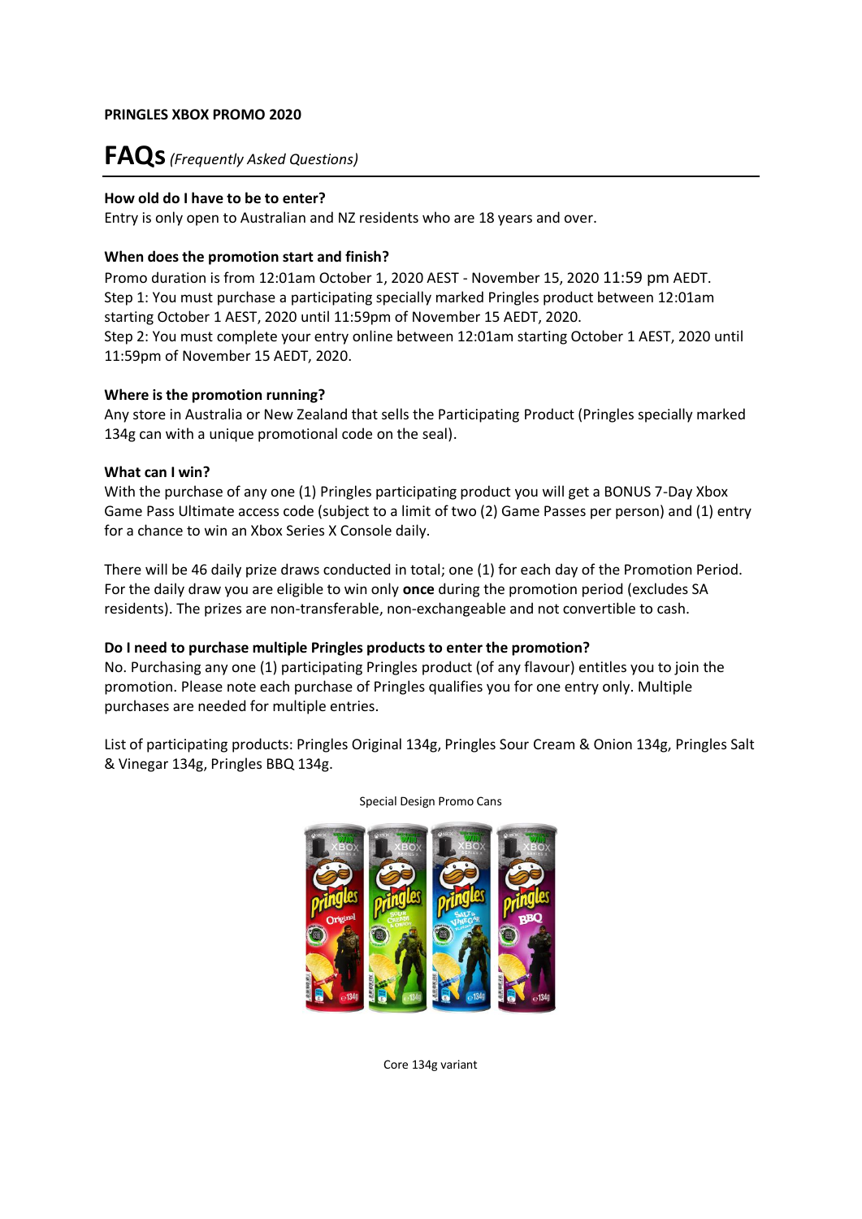**PRINGLES XBOX PROMO 2020**

# FAQs *(Frequently Asked Questions)*

**How old do I have to be to enter?**
Entry is only open to Australian and NZ residents who are 18 years and over.

**When does the promotion start and finish?**
Promo duration is from 12:01am October 1, 2020 AEST - November 15, 2020 11:59 pm AEDT.
Step 1: You must purchase a participating specially marked Pringles product between 12:01am starting October 1 AEST, 2020 until 11:59pm of November 15 AEDT, 2020.
Step 2: You must complete your entry online between 12:01am starting October 1 AEST, 2020 until 11:59pm of November 15 AEDT, 2020.

**Where is the promotion running?**
Any store in Australia or New Zealand that sells the Participating Product (Pringles specially marked 134g can with a unique promotional code on the seal).

**What can I win?**
With the purchase of any one (1) Pringles participating product you will get a BONUS 7-Day Xbox Game Pass Ultimate access code (subject to a limit of two (2) Game Passes per person) and (1) entry for a chance to win an Xbox Series X Console daily.

There will be 46 daily prize draws conducted in total; one (1) for each day of the Promotion Period. For the daily draw you are eligible to win only **once** during the promotion period (excludes SA residents). The prizes are non-transferable, non-exchangeable and not convertible to cash.

**Do I need to purchase multiple Pringles products to enter the promotion?**
No. Purchasing any one (1) participating Pringles product (of any flavour) entitles you to join the promotion. Please note each purchase of Pringles qualifies you for one entry only. Multiple purchases are needed for multiple entries.

List of participating products: Pringles Original 134g, Pringles Sour Cream & Onion 134g, Pringles Salt & Vinegar 134g, Pringles BBQ 134g.

Special Design Promo Cans

Core 134g variant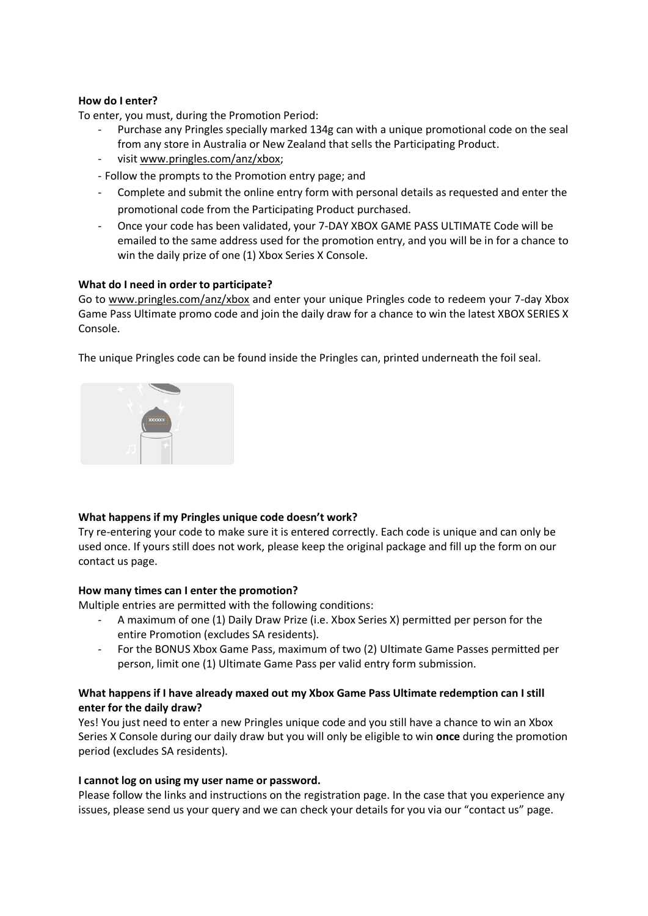**How do I enter?**

To enter, you must, during the Promotion Period:

- Purchase any Pringles specially marked 134g can with a unique promotional code on the seal from any store in Australia or New Zealand that sells the Participating Product.
- visit www.pringles.com/anz/xbox;
- Follow the prompts to the Promotion entry page; and
- Complete and submit the online entry form with personal details as requested and enter the promotional code from the Participating Product purchased.
- Once your code has been validated, your 7-DAY XBOX GAME PASS ULTIMATE Code will be emailed to the same address used for the promotion entry, and you will be in for a chance to win the daily prize of one (1) Xbox Series X Console.

**What do I need in order to participate?**

Go to www.pringles.com/anz/xbox and enter your unique Pringles code to redeem your 7-day Xbox Game Pass Ultimate promo code and join the daily draw for a chance to win the latest XBOX SERIES X Console.

The unique Pringles code can be found inside the Pringles can, printed underneath the foil seal.

**What happens if my Pringles unique code doesn't work?**

Try re-entering your code to make sure it is entered correctly. Each code is unique and can only be used once. If yours still does not work, please keep the original package and fill up the form on our contact us page.

**How many times can I enter the promotion?**

Multiple entries are permitted with the following conditions:

- A maximum of one (1) Daily Draw Prize (i.e. Xbox Series X) permitted per person for the entire Promotion (excludes SA residents).
- For the BONUS Xbox Game Pass, maximum of two (2) Ultimate Game Passes permitted per person, limit one (1) Ultimate Game Pass per valid entry form submission.

**What happens if I have already maxed out my Xbox Game Pass Ultimate redemption can I still enter for the daily draw?**

Yes! You just need to enter a new Pringles unique code and you still have a chance to win an Xbox Series X Console during our daily draw but you will only be eligible to win **once** during the promotion period (excludes SA residents).

**I cannot log on using my user name or password.**

Please follow the links and instructions on the registration page. In the case that you experience any issues, please send us your query and we can check your details for you via our "contact us" page.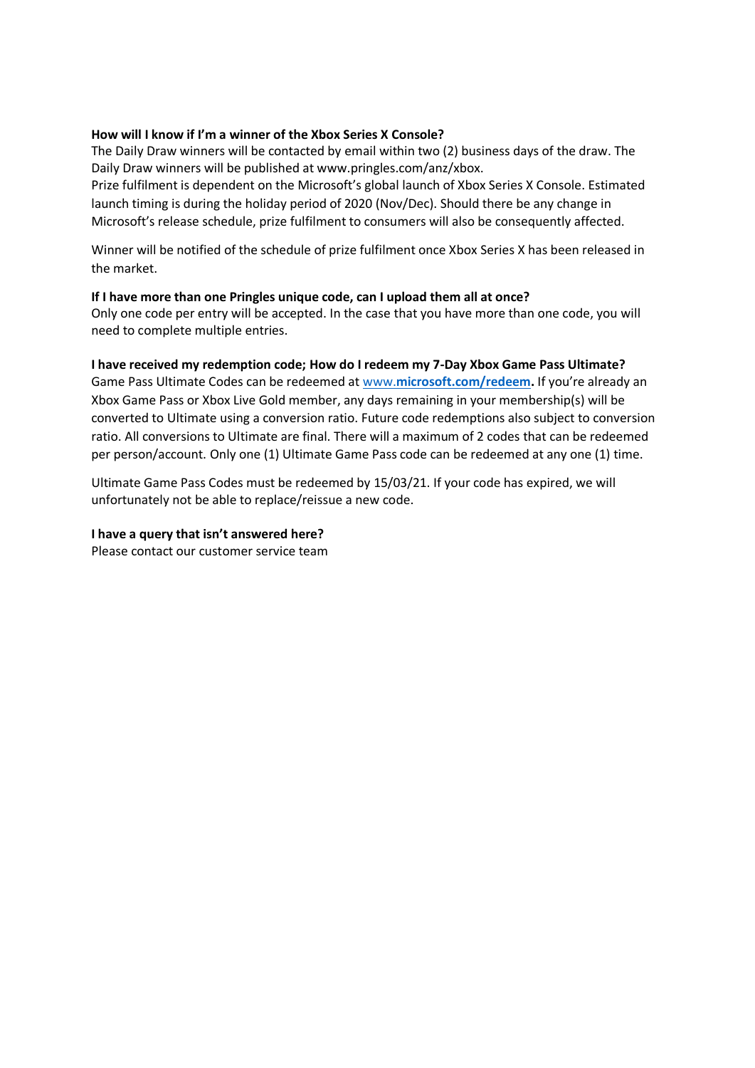**How will I know if I'm a winner of the Xbox Series X Console?**

The Daily Draw winners will be contacted by email within two (2) business days of the draw. The Daily Draw winners will be published at www.pringles.com/anz/xbox.
Prize fulfilment is dependent on the Microsoft's global launch of Xbox Series X Console. Estimated launch timing is during the holiday period of 2020 (Nov/Dec). Should there be any change in Microsoft's release schedule, prize fulfilment to consumers will also be consequently affected.

Winner will be notified of the schedule of prize fulfilment once Xbox Series X has been released in the market.

**If I have more than one Pringles unique code, can I upload them all at once?**

Only one code per entry will be accepted. In the case that you have more than one code, you will need to complete multiple entries.

**I have received my redemption code; How do I redeem my 7-Day Xbox Game Pass Ultimate?**

Game Pass Ultimate Codes can be redeemed at www.**microsoft.com/redeem**. If you're already an Xbox Game Pass or Xbox Live Gold member, any days remaining in your membership(s) will be converted to Ultimate using a conversion ratio. Future code redemptions also subject to conversion ratio. All conversions to Ultimate are final. There will a maximum of 2 codes that can be redeemed per person/account. Only one (1) Ultimate Game Pass code can be redeemed at any one (1) time.

Ultimate Game Pass Codes must be redeemed by 15/03/21. If your code has expired, we will unfortunately not be able to replace/reissue a new code.

**I have a query that isn't answered here?**

Please contact our customer service team